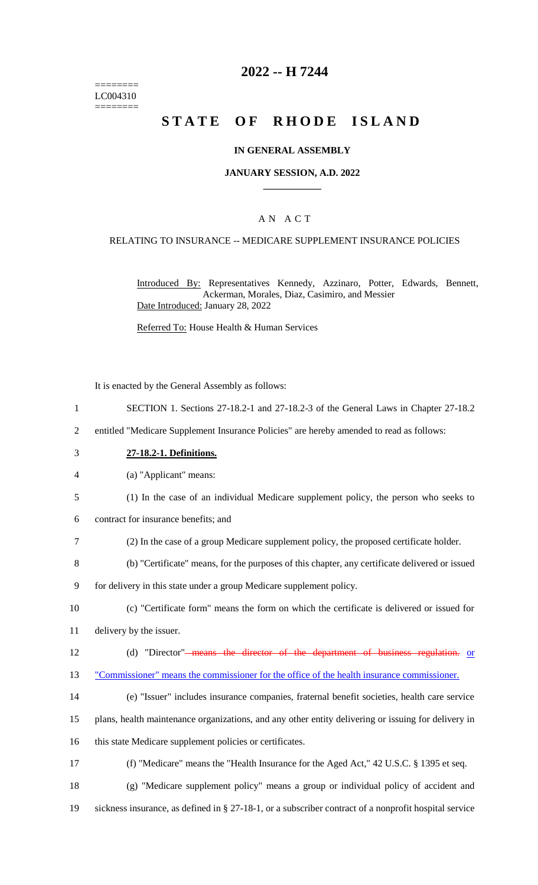========
LC004310
========

# 2022 -- H 7244

# STATE OF RHODE ISLAND

## IN GENERAL ASSEMBLY

### JANUARY SESSION, A.D. 2022

### A N A C T

RELATING TO INSURANCE -- MEDICARE SUPPLEMENT INSURANCE POLICIES

Introduced By: Representatives Kennedy, Azzinaro, Potter, Edwards, Bennett, Ackerman, Morales, Diaz, Casimiro, and Messier
Date Introduced: January 28, 2022

Referred To: House Health & Human Services

It is enacted by the General Assembly as follows:

1 SECTION 1. Sections 27-18.2-1 and 27-18.2-3 of the General Laws in Chapter 27-18.2
2 entitled "Medicare Supplement Insurance Policies" are hereby amended to read as follows:

3 **27-18.2-1. Definitions.**

4 (a) "Applicant" means:

5 (1) In the case of an individual Medicare supplement policy, the person who seeks to
6 contract for insurance benefits; and

7 (2) In the case of a group Medicare supplement policy, the proposed certificate holder.

8 (b) "Certificate" means, for the purposes of this chapter, any certificate delivered or issued
9 for delivery in this state under a group Medicare supplement policy.

10 (c) "Certificate form" means the form on which the certificate is delivered or issued for
11 delivery by the issuer.

12 (d) "Director" ~~means the director of the department of business regulation.~~ or
13 "Commissioner" means the commissioner for the office of the health insurance commissioner.

14 (e) "Issuer" includes insurance companies, fraternal benefit societies, health care service
15 plans, health maintenance organizations, and any other entity delivering or issuing for delivery in
16 this state Medicare supplement policies or certificates.

17 (f) "Medicare" means the "Health Insurance for the Aged Act," 42 U.S.C. § 1395 et seq.

18 (g) "Medicare supplement policy" means a group or individual policy of accident and
19 sickness insurance, as defined in § 27-18-1, or a subscriber contract of a nonprofit hospital service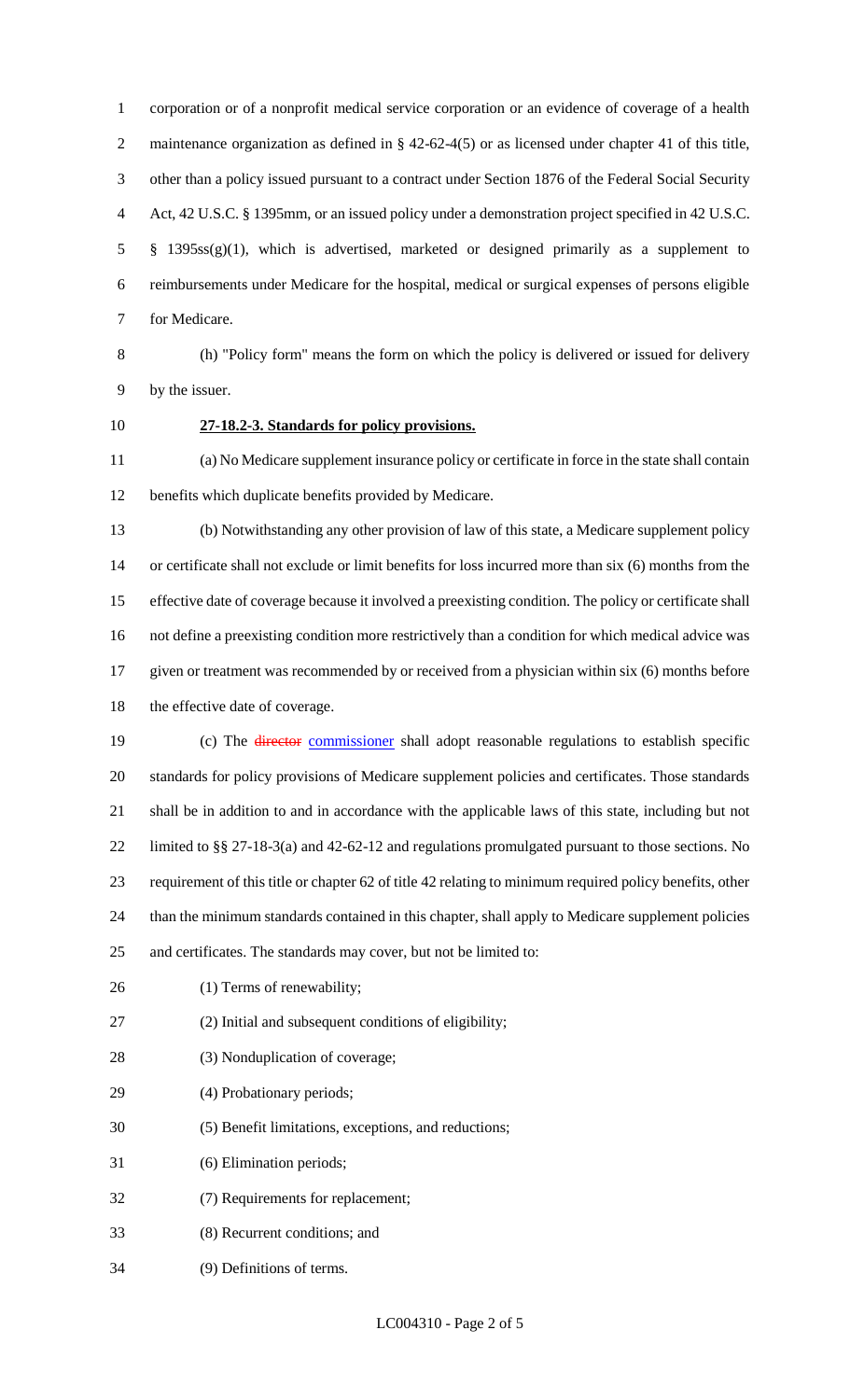corporation or of a nonprofit medical service corporation or an evidence of coverage of a health maintenance organization as defined in § 42-62-4(5) or as licensed under chapter 41 of this title, other than a policy issued pursuant to a contract under Section 1876 of the Federal Social Security Act, 42 U.S.C. § 1395mm, or an issued policy under a demonstration project specified in 42 U.S.C. § 1395ss(g)(1), which is advertised, marketed or designed primarily as a supplement to reimbursements under Medicare for the hospital, medical or surgical expenses of persons eligible for Medicare.

(h) "Policy form" means the form on which the policy is delivered or issued for delivery by the issuer.

**27-18.2-3. Standards for policy provisions.**

(a) No Medicare supplement insurance policy or certificate in force in the state shall contain benefits which duplicate benefits provided by Medicare.

(b) Notwithstanding any other provision of law of this state, a Medicare supplement policy or certificate shall not exclude or limit benefits for loss incurred more than six (6) months from the effective date of coverage because it involved a preexisting condition. The policy or certificate shall not define a preexisting condition more restrictively than a condition for which medical advice was given or treatment was recommended by or received from a physician within six (6) months before the effective date of coverage.

(c) The ~~director~~ commissioner shall adopt reasonable regulations to establish specific standards for policy provisions of Medicare supplement policies and certificates. Those standards shall be in addition to and in accordance with the applicable laws of this state, including but not limited to §§ 27-18-3(a) and 42-62-12 and regulations promulgated pursuant to those sections. No requirement of this title or chapter 62 of title 42 relating to minimum required policy benefits, other than the minimum standards contained in this chapter, shall apply to Medicare supplement policies and certificates. The standards may cover, but not be limited to:

(1) Terms of renewability;

(2) Initial and subsequent conditions of eligibility;

(3) Nonduplication of coverage;

(4) Probationary periods;

(5) Benefit limitations, exceptions, and reductions;

(6) Elimination periods;

(7) Requirements for replacement;

(8) Recurrent conditions; and

(9) Definitions of terms.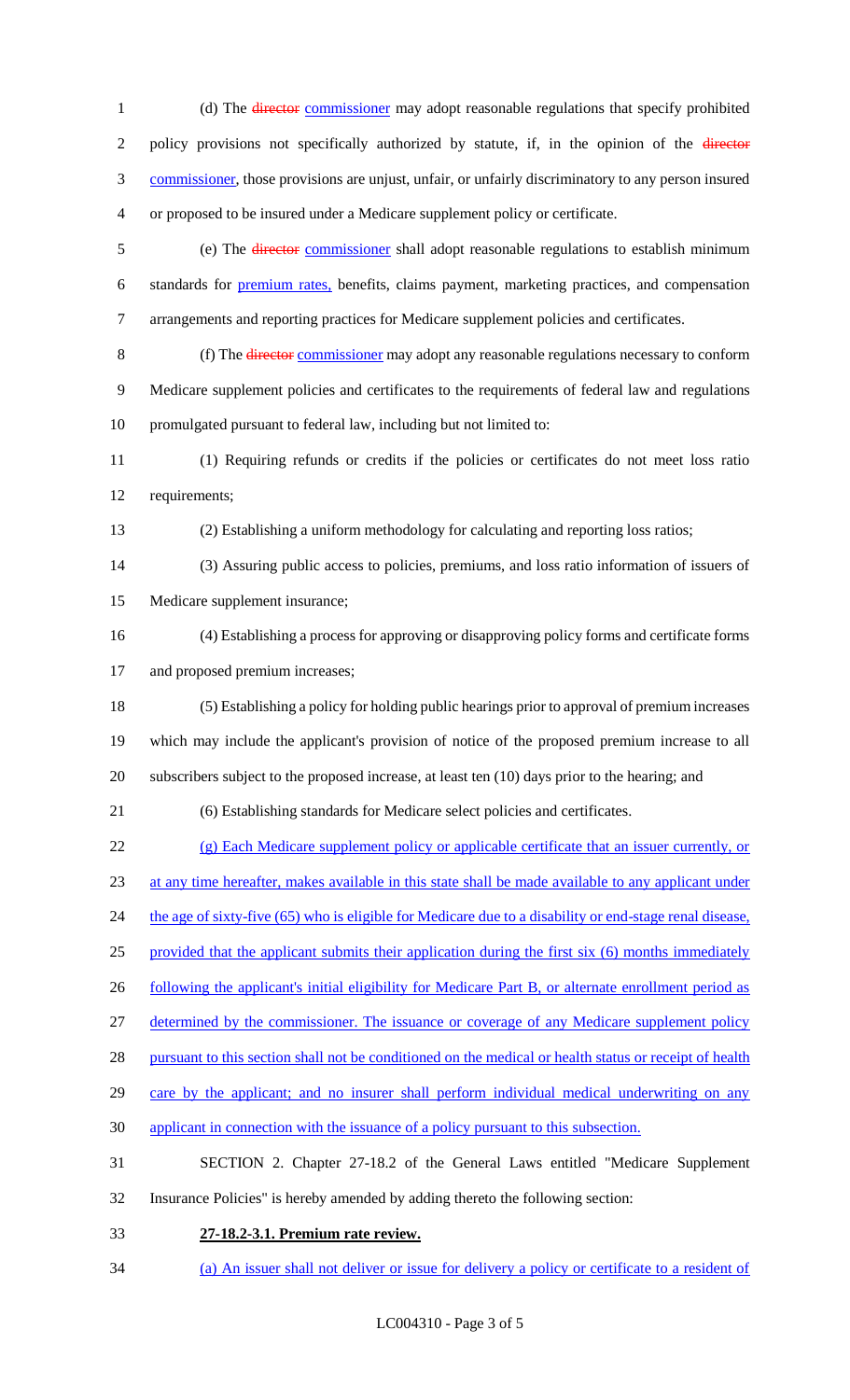(d) The ~~director~~ commissioner may adopt reasonable regulations that specify prohibited policy provisions not specifically authorized by statute, if, in the opinion of the ~~director~~ commissioner, those provisions are unjust, unfair, or unfairly discriminatory to any person insured or proposed to be insured under a Medicare supplement policy or certificate.

(e) The ~~director~~ commissioner shall adopt reasonable regulations to establish minimum standards for premium rates, benefits, claims payment, marketing practices, and compensation arrangements and reporting practices for Medicare supplement policies and certificates.

(f) The ~~director~~ commissioner may adopt any reasonable regulations necessary to conform Medicare supplement policies and certificates to the requirements of federal law and regulations promulgated pursuant to federal law, including but not limited to:

(1) Requiring refunds or credits if the policies or certificates do not meet loss ratio requirements;

(2) Establishing a uniform methodology for calculating and reporting loss ratios;

(3) Assuring public access to policies, premiums, and loss ratio information of issuers of Medicare supplement insurance;

(4) Establishing a process for approving or disapproving policy forms and certificate forms and proposed premium increases;

(5) Establishing a policy for holding public hearings prior to approval of premium increases which may include the applicant's provision of notice of the proposed premium increase to all subscribers subject to the proposed increase, at least ten (10) days prior to the hearing; and

(6) Establishing standards for Medicare select policies and certificates.

(g) Each Medicare supplement policy or applicable certificate that an issuer currently, or at any time hereafter, makes available in this state shall be made available to any applicant under the age of sixty-five (65) who is eligible for Medicare due to a disability or end-stage renal disease, provided that the applicant submits their application during the first six (6) months immediately following the applicant's initial eligibility for Medicare Part B, or alternate enrollment period as determined by the commissioner. The issuance or coverage of any Medicare supplement policy pursuant to this section shall not be conditioned on the medical or health status or receipt of health care by the applicant; and no insurer shall perform individual medical underwriting on any applicant in connection with the issuance of a policy pursuant to this subsection.

SECTION 2. Chapter 27-18.2 of the General Laws entitled "Medicare Supplement Insurance Policies" is hereby amended by adding thereto the following section:

**27-18.2-3.1. Premium rate review.**

(a) An issuer shall not deliver or issue for delivery a policy or certificate to a resident of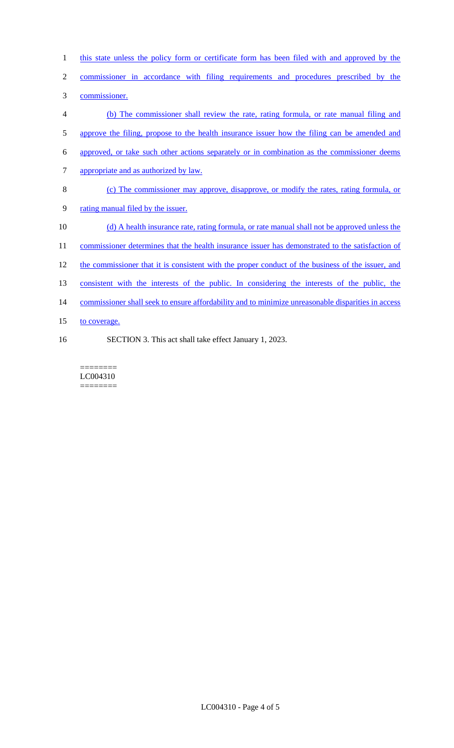this state unless the policy form or certificate form has been filed with and approved by the commissioner in accordance with filing requirements and procedures prescribed by the commissioner.

(b) The commissioner shall review the rate, rating formula, or rate manual filing and approve the filing, propose to the health insurance issuer how the filing can be amended and approved, or take such other actions separately or in combination as the commissioner deems appropriate and as authorized by law.

(c) The commissioner may approve, disapprove, or modify the rates, rating formula, or rating manual filed by the issuer.

(d) A health insurance rate, rating formula, or rate manual shall not be approved unless the commissioner determines that the health insurance issuer has demonstrated to the satisfaction of the commissioner that it is consistent with the proper conduct of the business of the issuer, and consistent with the interests of the public. In considering the interests of the public, the commissioner shall seek to ensure affordability and to minimize unreasonable disparities in access to coverage.

SECTION 3. This act shall take effect January 1, 2023.

========
LC004310
========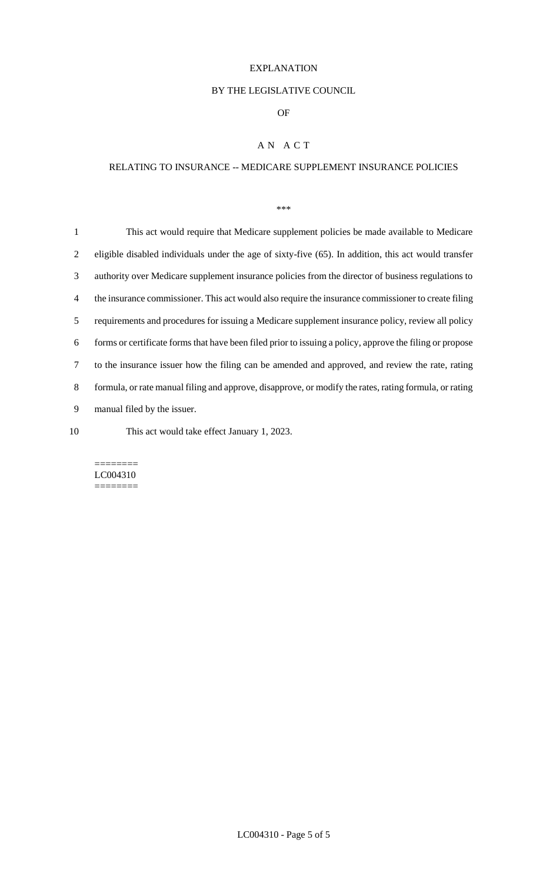EXPLANATION

BY THE LEGISLATIVE COUNCIL

OF

A N A C T

RELATING TO INSURANCE -- MEDICARE SUPPLEMENT INSURANCE POLICIES

\*\*\*

This act would require that Medicare supplement policies be made available to Medicare eligible disabled individuals under the age of sixty-five (65). In addition, this act would transfer authority over Medicare supplement insurance policies from the director of business regulations to the insurance commissioner. This act would also require the insurance commissioner to create filing requirements and procedures for issuing a Medicare supplement insurance policy, review all policy forms or certificate forms that have been filed prior to issuing a policy, approve the filing or propose to the insurance issuer how the filing can be amended and approved, and review the rate, rating formula, or rate manual filing and approve, disapprove, or modify the rates, rating formula, or rating manual filed by the issuer.

This act would take effect January 1, 2023.

========
LC004310
========